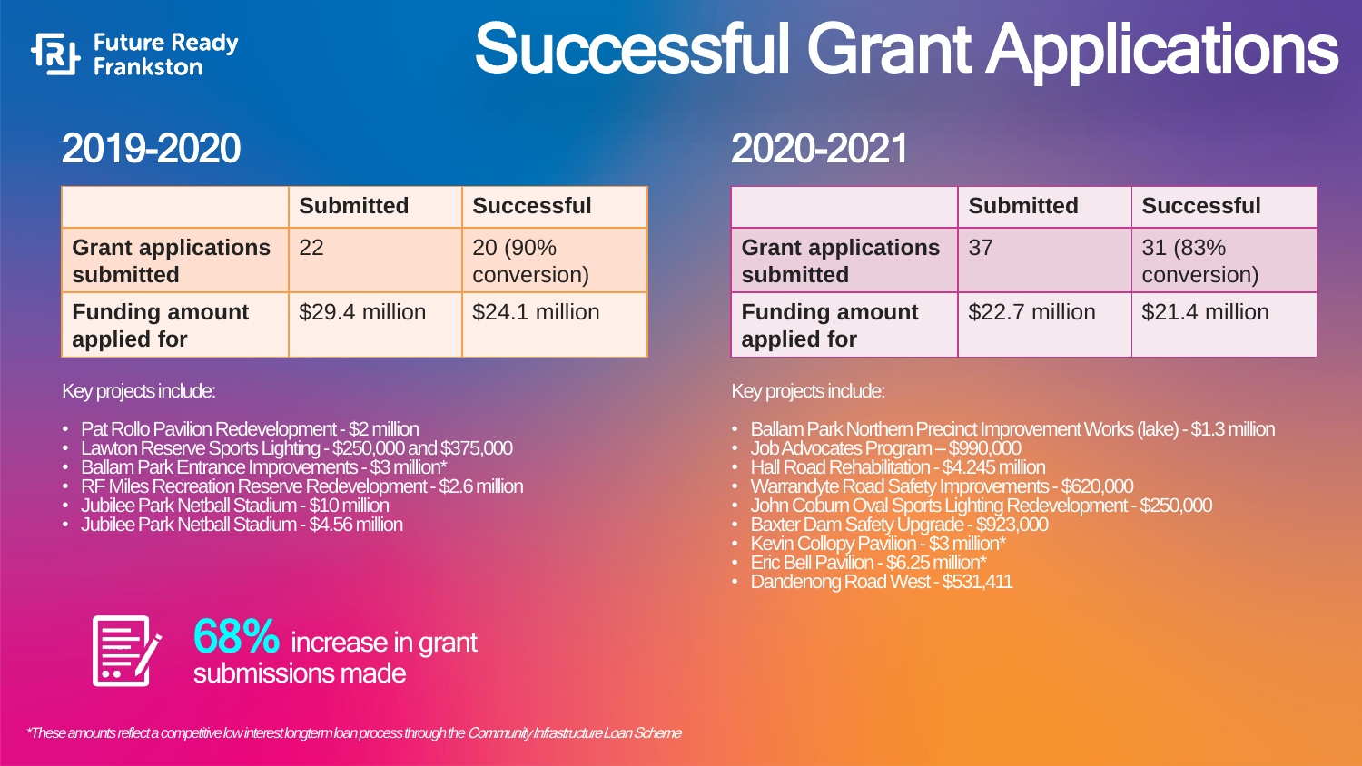Future Ready Frankston

# Successful Grant Applications

## 2019-2020

| | Submitted | Successful |
|---|---|---|
| **Grant applications submitted** | 22 | 20 (90% conversion) |
| **Funding amount applied for** | $29.4 million | $24.1 million |

Key projects include:

- Pat Rollo Pavilion Redevelopment - $2 million
- Lawton Reserve Sports Lighting - $250,000 and $375,000
- Ballam Park Entrance Improvements - $3 million*
- RF Miles Recreation Reserve Redevelopment - $2.6 million
- Jubilee Park Netball Stadium - $10 million
- Jubilee Park Netball Stadium - $4.56 million

## 2020-2021

| | Submitted | Successful |
|---|---|---|
| **Grant applications submitted** | 37 | 31 (83% conversion) |
| **Funding amount applied for** | $22.7 million | $21.4 million |

Key projects include:

- Ballam Park Northern Precinct Improvement Works (lake) - $1.3 million
- Job Advocates Program – $990,000
- Hall Road Rehabilitation - $4.245 million
- Warrandyte Road Safety Improvements - $620,000
- John Coburn Oval Sports Lighting Redevelopment - $250,000
- Baxter Dam Safety Upgrade - $923,000
- Kevin Collopy Pavilion - $3 million*
- Eric Bell Pavilion - $6.25 million*
- Dandenong Road West - $531,411

**68%** increase in grant submissions made

*These amounts reflect a competitive low interest longterm loan process through the Community Infrastructure Loan Scheme*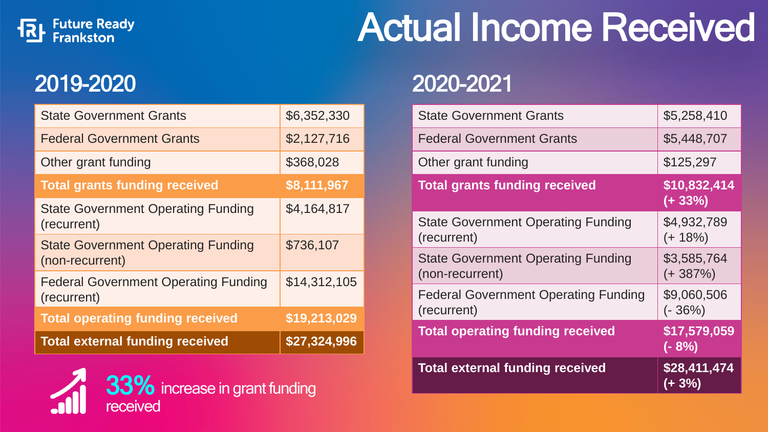Future Ready Frankston

# Actual Income Received

## 2019-2020

| | |
|---|---|
| State Government Grants | $6,352,330 |
| Federal Government Grants | $2,127,716 |
| Other grant funding | $368,028 |
| **Total grants funding received** | **$8,111,967** |
| State Government Operating Funding (recurrent) | $4,164,817 |
| State Government Operating Funding (non-recurrent) | $736,107 |
| Federal Government Operating Funding (recurrent) | $14,312,105 |
| **Total operating funding received** | **$19,213,029** |
| **Total external funding received** | **$27,324,996** |

**33%** increase in grant funding received

## 2020-2021

| | |
|---|---|
| State Government Grants | $5,258,410 |
| Federal Government Grants | $5,448,707 |
| Other grant funding | $125,297 |
| **Total grants funding received** | **$10,832,414 (+ 33%)** |
| State Government Operating Funding (recurrent) | $4,932,789 (+ 18%) |
| State Government Operating Funding (non-recurrent) | $3,585,764 (+ 387%) |
| Federal Government Operating Funding (recurrent) | $9,060,506 (- 36%) |
| **Total operating funding received** | **$17,579,059 (- 8%)** |
| **Total external funding received** | **$28,411,474 (+ 3%)** |